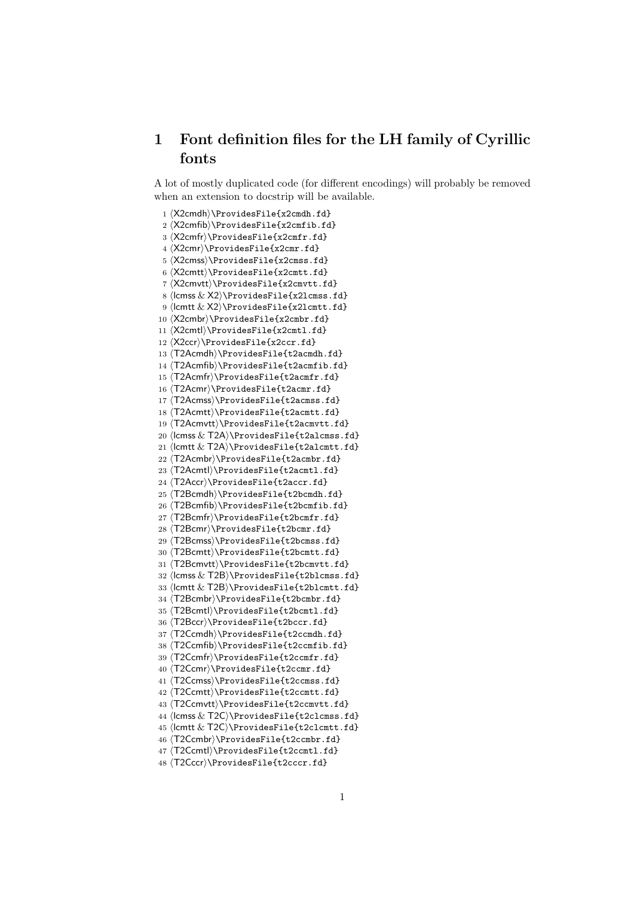# 1 Font definition files for the LH family of Cyrillic fonts

A lot of mostly duplicated code (for different encodings) will probably be removed when an extension to docstrip will be available.

```
1 ⟨X2cmdh⟩\ProvidesFile{x2cmdh.fd}
2 ⟨X2cmfib⟩\ProvidesFile{x2cmfib.fd}
3 ⟨X2cmfr⟩\ProvidesFile{x2cmfr.fd}
4 ⟨X2cmr⟩\ProvidesFile{x2cmr.fd}
5 ⟨X2cmss⟩\ProvidesFile{x2cmss.fd}
6 ⟨X2cmtt⟩\ProvidesFile{x2cmtt.fd}
7 ⟨X2cmvtt⟩\ProvidesFile{x2cmvtt.fd}
8 ⟨lcmss & X2⟩\ProvidesFile{x2lcmss.fd}
9 ⟨lcmtt & X2⟩\ProvidesFile{x2lcmtt.fd}
10 ⟨X2cmbr⟩\ProvidesFile{x2cmbr.fd}
11 ⟨X2cmtl⟩\ProvidesFile{x2cmtl.fd}
12 ⟨X2ccr⟩\ProvidesFile{x2ccr.fd}
13 ⟨T2Acmdh⟩\ProvidesFile{t2acmdh.fd}
14 ⟨T2Acmfib⟩\ProvidesFile{t2acmfib.fd}
15 ⟨T2Acmfr⟩\ProvidesFile{t2acmfr.fd}
16 ⟨T2Acmr⟩\ProvidesFile{t2acmr.fd}
17 ⟨T2Acmss⟩\ProvidesFile{t2acmss.fd}
18 ⟨T2Acmtt⟩\ProvidesFile{t2acmtt.fd}
19 ⟨T2Acmvtt⟩\ProvidesFile{t2acmvtt.fd}
20 ⟨lcmss & T2A⟩\ProvidesFile{t2alcmss.fd}
21 ⟨lcmtt & T2A⟩\ProvidesFile{t2alcmtt.fd}
22 ⟨T2Acmbr⟩\ProvidesFile{t2acmbr.fd}
23 ⟨T2Acmtl⟩\ProvidesFile{t2acmtl.fd}
24 ⟨T2Accr⟩\ProvidesFile{t2accr.fd}
25 ⟨T2Bcmdh⟩\ProvidesFile{t2bcmdh.fd}
26 ⟨T2Bcmfib⟩\ProvidesFile{t2bcmfib.fd}
27 ⟨T2Bcmfr⟩\ProvidesFile{t2bcmfr.fd}
28 ⟨T2Bcmr⟩\ProvidesFile{t2bcmr.fd}
29 ⟨T2Bcmss⟩\ProvidesFile{t2bcmss.fd}
30 ⟨T2Bcmtt⟩\ProvidesFile{t2bcmtt.fd}
31 ⟨T2Bcmvtt⟩\ProvidesFile{t2bcmvtt.fd}
32 ⟨lcmss & T2B⟩\ProvidesFile{t2blcmss.fd}
33 ⟨lcmtt & T2B⟩\ProvidesFile{t2blcmtt.fd}
34 ⟨T2Bcmbr⟩\ProvidesFile{t2bcmbr.fd}
35 ⟨T2Bcmtl⟩\ProvidesFile{t2bcmtl.fd}
36 ⟨T2Bccr⟩\ProvidesFile{t2bccr.fd}
37 ⟨T2Ccmdh⟩\ProvidesFile{t2ccmdh.fd}
38 ⟨T2Ccmfib⟩\ProvidesFile{t2ccmfib.fd}
39 ⟨T2Ccmfr⟩\ProvidesFile{t2ccmfr.fd}
40 ⟨T2Ccmr⟩\ProvidesFile{t2ccmr.fd}
41 ⟨T2Ccmss⟩\ProvidesFile{t2ccmss.fd}
42 ⟨T2Ccmtt⟩\ProvidesFile{t2ccmtt.fd}
43 ⟨T2Ccmvtt⟩\ProvidesFile{t2ccmvtt.fd}
44 ⟨lcmss & T2C⟩\ProvidesFile{t2clcmss.fd}
45 ⟨lcmtt & T2C⟩\ProvidesFile{t2clcmtt.fd}
46 ⟨T2Ccmbr⟩\ProvidesFile{t2ccmbr.fd}
47 ⟨T2Ccmtl⟩\ProvidesFile{t2ccmtl.fd}
48 ⟨T2Cccr⟩\ProvidesFile{t2cccr.fd}
```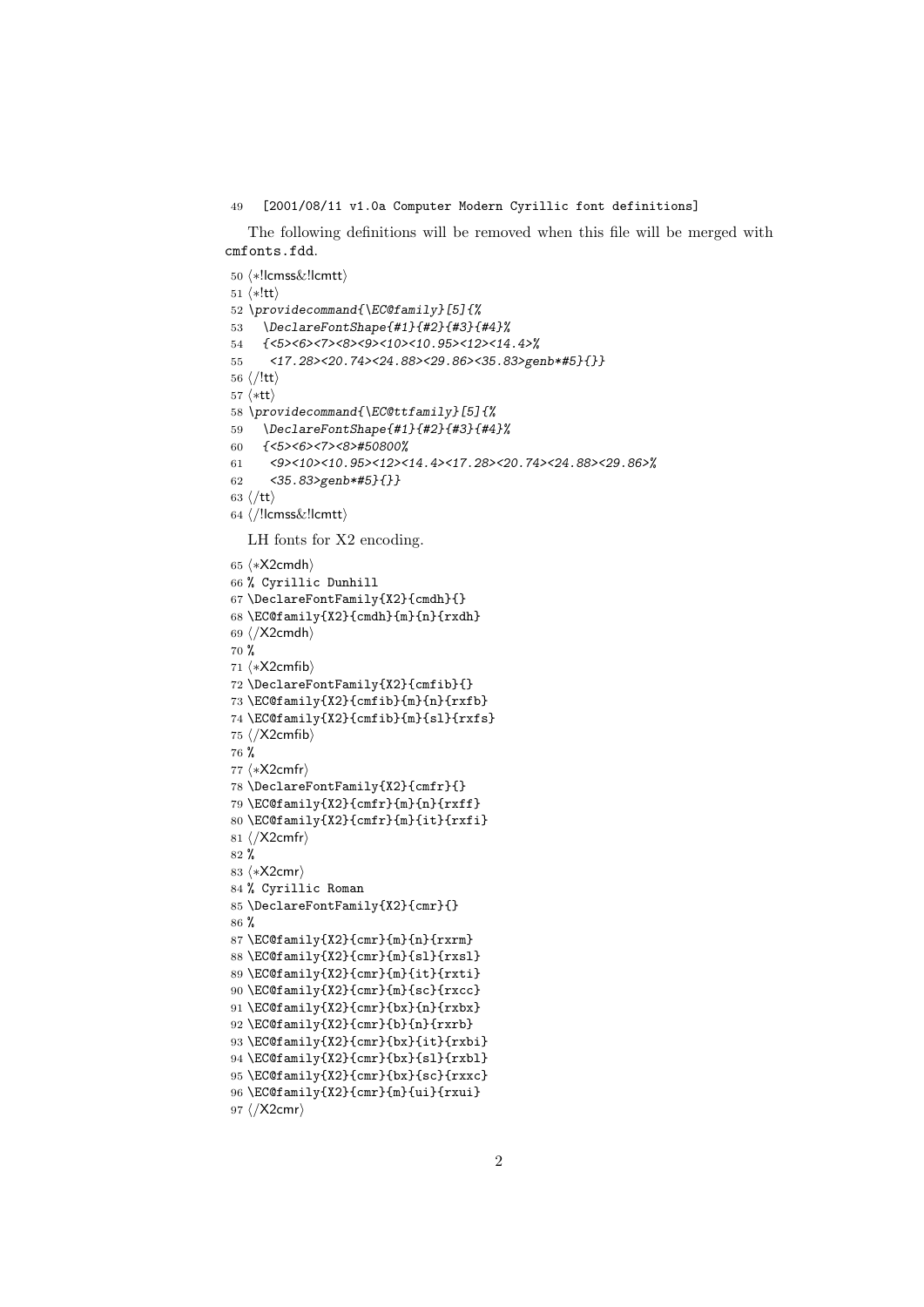```
49   [2001/08/11 v1.0a Computer Modern Cyrillic font definitions]
```

The following definitions will be removed when this file will be merged with cmfonts.fdd.

```
50 ⟨*!lcmss&!lcmtt⟩
51 ⟨*!tt⟩
52 \providecommand{\EC@family}[5]{%
53   \DeclareFontShape{#1}{#2}{#3}{#4}%
54   {<5><6><7><8><9><10><10.95><12><14.4>%
55    <17.28><20.74><24.88><29.86><35.83>genb*#5}{}}
56 ⟨/!tt⟩
57 ⟨*tt⟩
58 \providecommand{\EC@ttfamily}[5]{%
59   \DeclareFontShape{#1}{#2}{#3}{#4}%
60   {<5><6><7><8>#50800%
61    <9><10><10.95><12><14.4><17.28><20.74><24.88><29.86>%
62    <35.83>genb*#5}{}}
63 ⟨/tt⟩
64 ⟨/!lcmss&!lcmtt⟩
```

LH fonts for X2 encoding.

```
65 ⟨*X2cmdh⟩
66 % Cyrillic Dunhill
67 \DeclareFontFamily{X2}{cmdh}{}
68 \EC@family{X2}{cmdh}{m}{n}{rxdh}
69 ⟨/X2cmdh⟩
70 %
71 ⟨*X2cmfib⟩
72 \DeclareFontFamily{X2}{cmfib}{}
73 \EC@family{X2}{cmfib}{m}{n}{rxfb}
74 \EC@family{X2}{cmfib}{m}{sl}{rxfs}
75 ⟨/X2cmfib⟩
76 %
77 ⟨*X2cmfr⟩
78 \DeclareFontFamily{X2}{cmfr}{}
79 \EC@family{X2}{cmfr}{m}{n}{rxff}
80 \EC@family{X2}{cmfr}{m}{it}{rxfi}
81 ⟨/X2cmfr⟩
82 %
83 ⟨*X2cmr⟩
84 % Cyrillic Roman
85 \DeclareFontFamily{X2}{cmr}{}
86 %
87 \EC@family{X2}{cmr}{m}{n}{rxrm}
88 \EC@family{X2}{cmr}{m}{sl}{rxsl}
89 \EC@family{X2}{cmr}{m}{it}{rxti}
90 \EC@family{X2}{cmr}{m}{sc}{rxcc}
91 \EC@family{X2}{cmr}{bx}{n}{rxbx}
92 \EC@family{X2}{cmr}{b}{n}{rxrb}
93 \EC@family{X2}{cmr}{bx}{it}{rxbi}
94 \EC@family{X2}{cmr}{bx}{sl}{rxbl}
95 \EC@family{X2}{cmr}{bx}{sc}{rxxc}
96 \EC@family{X2}{cmr}{m}{ui}{rxui}
97 ⟨/X2cmr⟩
```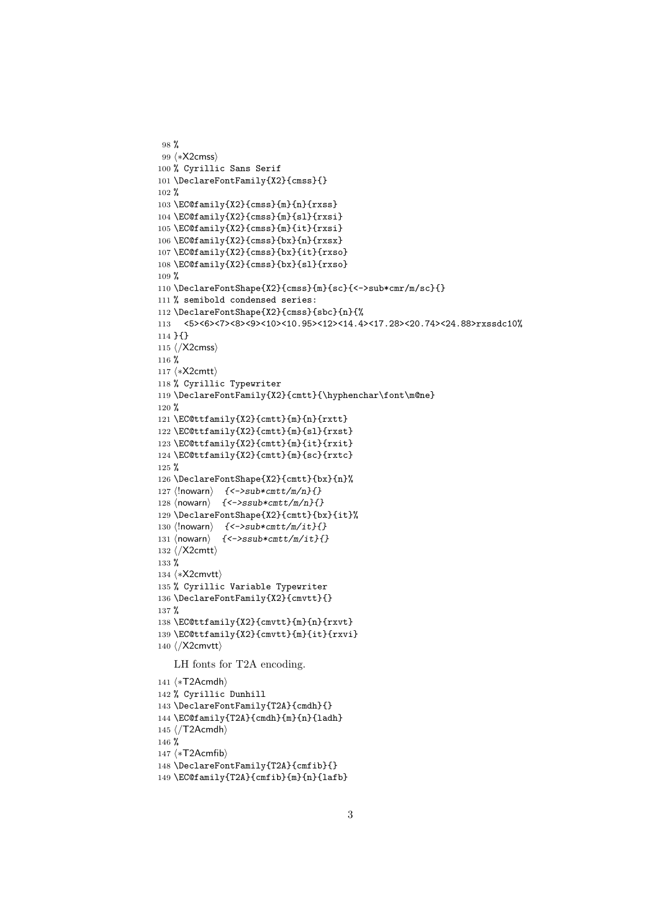```
98 %
99 ⟨*X2cmss⟩
100 % Cyrillic Sans Serif
101 \DeclareFontFamily{X2}{cmss}{}
102 %
103 \EC@family{X2}{cmss}{m}{n}{rxss}
104 \EC@family{X2}{cmss}{m}{sl}{rxsi}
105 \EC@family{X2}{cmss}{m}{it}{rxsi}
106 \EC@family{X2}{cmss}{bx}{n}{rxsx}
107 \EC@family{X2}{cmss}{bx}{it}{rxso}
108 \EC@family{X2}{cmss}{bx}{sl}{rxso}
109 %
110 \DeclareFontShape{X2}{cmss}{m}{sc}{<->sub*cmr/m/sc}{}
111 % semibold condensed series:
112 \DeclareFontShape{X2}{cmss}{sbc}{n}{%
113   <5><6><7><8><9><10><10.95><12><14.4><17.28><20.74><24.88>rxssdc10%
114 }{}
115 ⟨/X2cmss⟩
116 %
117 ⟨*X2cmtt⟩
118 % Cyrillic Typewriter
119 \DeclareFontFamily{X2}{cmtt}{\hyphenchar\font\m@ne}
120 %
121 \EC@ttfamily{X2}{cmtt}{m}{n}{rxtt}
122 \EC@ttfamily{X2}{cmtt}{m}{sl}{rxst}
123 \EC@ttfamily{X2}{cmtt}{m}{it}{rxit}
124 \EC@ttfamily{X2}{cmtt}{m}{sc}{rxtc}
125 %
126 \DeclareFontShape{X2}{cmtt}{bx}{n}%
127 ⟨!nowarn⟩  {<->sub*cmtt/m/n}{}
128 ⟨nowarn⟩   {<->ssub*cmtt/m/n}{}
129 \DeclareFontShape{X2}{cmtt}{bx}{it}%
130 ⟨!nowarn⟩  {<->sub*cmtt/m/it}{}
131 ⟨nowarn⟩   {<->ssub*cmtt/m/it}{}
132 ⟨/X2cmtt⟩
133 %
134 ⟨*X2cmvtt⟩
135 % Cyrillic Variable Typewriter
136 \DeclareFontFamily{X2}{cmvtt}{}
137 %
138 \EC@ttfamily{X2}{cmvtt}{m}{n}{rxvt}
139 \EC@ttfamily{X2}{cmvtt}{m}{it}{rxvi}
140 ⟨/X2cmvtt⟩
```

LH fonts for T2A encoding.

```
141 ⟨*T2Acmdh⟩
142 % Cyrillic Dunhill
143 \DeclareFontFamily{T2A}{cmdh}{}
144 \EC@family{T2A}{cmdh}{m}{n}{ladh}
145 ⟨/T2Acmdh⟩
146 %
147 ⟨*T2Acmfib⟩
148 \DeclareFontFamily{T2A}{cmfib}{}
149 \EC@family{T2A}{cmfib}{m}{n}{lafb}
```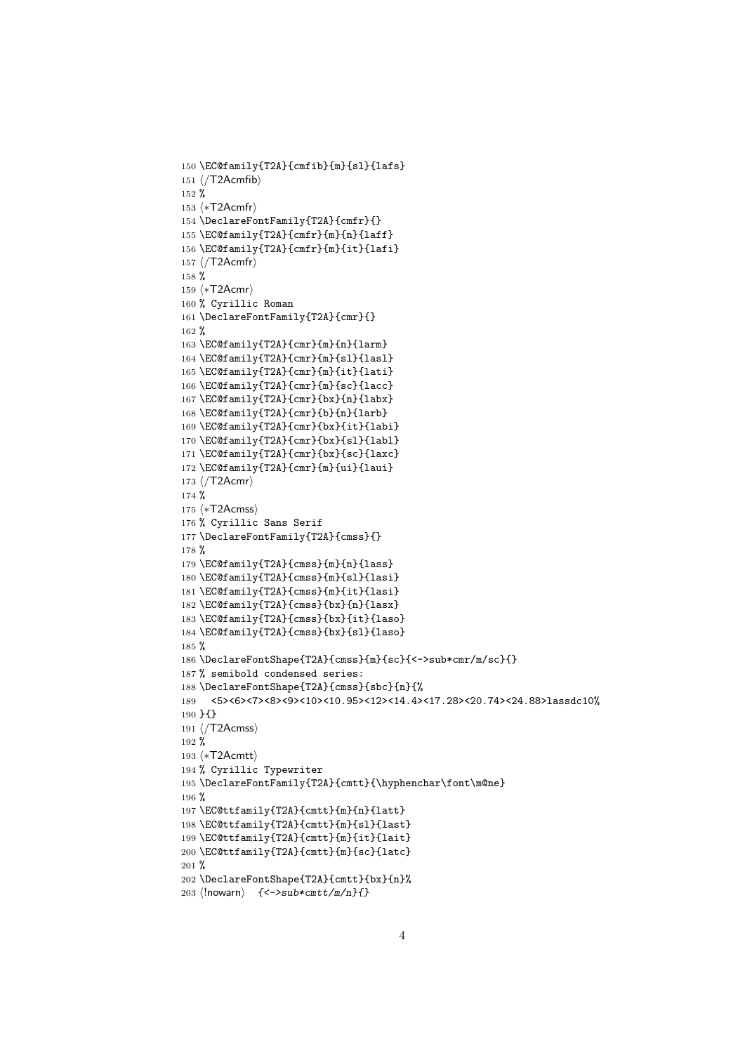```
150 \EC@family{T2A}{cmfib}{m}{sl}{lafs}
151 ⟨/T2Acmfib⟩
152 %
153 ⟨*T2Acmfr⟩
154 \DeclareFontFamily{T2A}{cmfr}{}
155 \EC@family{T2A}{cmfr}{m}{n}{laff}
156 \EC@family{T2A}{cmfr}{m}{it}{lafi}
157 ⟨/T2Acmfr⟩
158 %
159 ⟨*T2Acmr⟩
160 % Cyrillic Roman
161 \DeclareFontFamily{T2A}{cmr}{}
162 %
163 \EC@family{T2A}{cmr}{m}{n}{larm}
164 \EC@family{T2A}{cmr}{m}{sl}{lasl}
165 \EC@family{T2A}{cmr}{m}{it}{lati}
166 \EC@family{T2A}{cmr}{m}{sc}{lacc}
167 \EC@family{T2A}{cmr}{bx}{n}{labx}
168 \EC@family{T2A}{cmr}{b}{n}{larb}
169 \EC@family{T2A}{cmr}{bx}{it}{labi}
170 \EC@family{T2A}{cmr}{bx}{sl}{labl}
171 \EC@family{T2A}{cmr}{bx}{sc}{laxc}
172 \EC@family{T2A}{cmr}{m}{ui}{laui}
173 ⟨/T2Acmr⟩
174 %
175 ⟨*T2Acmss⟩
176 % Cyrillic Sans Serif
177 \DeclareFontFamily{T2A}{cmss}{}
178 %
179 \EC@family{T2A}{cmss}{m}{n}{lass}
180 \EC@family{T2A}{cmss}{m}{sl}{lasi}
181 \EC@family{T2A}{cmss}{m}{it}{lasi}
182 \EC@family{T2A}{cmss}{bx}{n}{lasx}
183 \EC@family{T2A}{cmss}{bx}{it}{laso}
184 \EC@family{T2A}{cmss}{bx}{sl}{laso}
185 %
186 \DeclareFontShape{T2A}{cmss}{m}{sc}{<->sub*cmr/m/sc}{}
187 % semibold condensed series:
188 \DeclareFontShape{T2A}{cmss}{sbc}{n}{%
189   <5><6><7><8><9><10><10.95><12><14.4><17.28><20.74><24.88>lassdc10%
190 }{}
191 ⟨/T2Acmss⟩
192 %
193 ⟨*T2Acmtt⟩
194 % Cyrillic Typewriter
195 \DeclareFontFamily{T2A}{cmtt}{\hyphenchar\font\m@ne}
196 %
197 \EC@ttfamily{T2A}{cmtt}{m}{n}{latt}
198 \EC@ttfamily{T2A}{cmtt}{m}{sl}{last}
199 \EC@ttfamily{T2A}{cmtt}{m}{it}{lait}
200 \EC@ttfamily{T2A}{cmtt}{m}{sc}{latc}
201 %
202 \DeclareFontShape{T2A}{cmtt}{bx}{n}%
203 ⟨!nowarn⟩   {<->sub*cmtt/m/n}{}
```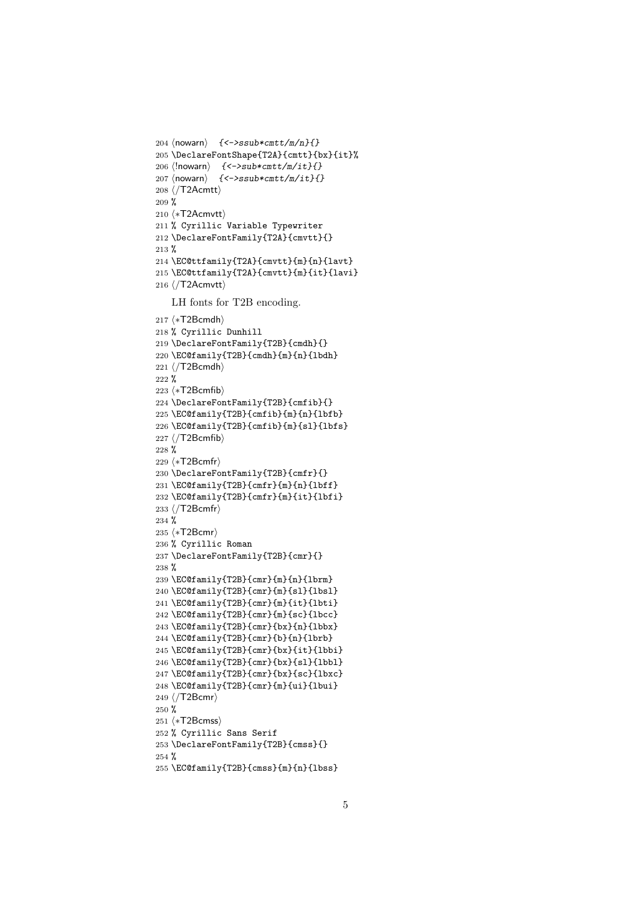```
204 ⟨nowarn⟩   {<->ssub*cmtt/m/n}{}
205 \DeclareFontShape{T2A}{cmtt}{bx}{it}%
206 ⟨!nowarn⟩   {<->sub*cmtt/m/it}{}
207 ⟨nowarn⟩   {<->ssub*cmtt/m/it}{}
208 ⟨/T2Acmtt⟩
209 %
210 ⟨*T2Acmvtt⟩
211 % Cyrillic Variable Typewriter
212 \DeclareFontFamily{T2A}{cmvtt}{}
213 %
214 \EC@ttfamily{T2A}{cmvtt}{m}{n}{lavt}
215 \EC@ttfamily{T2A}{cmvtt}{m}{it}{lavi}
216 ⟨/T2Acmvtt⟩
```

LH fonts for T2B encoding.

```
217 ⟨*T2Bcmdh⟩
218 % Cyrillic Dunhill
219 \DeclareFontFamily{T2B}{cmdh}{}
220 \EC@family{T2B}{cmdh}{m}{n}{lbdh}
221 ⟨/T2Bcmdh⟩
222 %
223 ⟨*T2Bcmfib⟩
224 \DeclareFontFamily{T2B}{cmfib}{}
225 \EC@family{T2B}{cmfib}{m}{n}{lbfb}
226 \EC@family{T2B}{cmfib}{m}{sl}{lbfs}
227 ⟨/T2Bcmfib⟩
228 %
229 ⟨*T2Bcmfr⟩
230 \DeclareFontFamily{T2B}{cmfr}{}
231 \EC@family{T2B}{cmfr}{m}{n}{lbff}
232 \EC@family{T2B}{cmfr}{m}{it}{lbfi}
233 ⟨/T2Bcmfr⟩
234 %
235 ⟨*T2Bcmr⟩
236 % Cyrillic Roman
237 \DeclareFontFamily{T2B}{cmr}{}
238 %
239 \EC@family{T2B}{cmr}{m}{n}{lbrm}
240 \EC@family{T2B}{cmr}{m}{sl}{lbsl}
241 \EC@family{T2B}{cmr}{m}{it}{lbti}
242 \EC@family{T2B}{cmr}{m}{sc}{lbcc}
243 \EC@family{T2B}{cmr}{bx}{n}{lbbx}
244 \EC@family{T2B}{cmr}{b}{n}{lbrb}
245 \EC@family{T2B}{cmr}{bx}{it}{lbbi}
246 \EC@family{T2B}{cmr}{bx}{sl}{lbbl}
247 \EC@family{T2B}{cmr}{bx}{sc}{lbxc}
248 \EC@family{T2B}{cmr}{m}{ui}{lbui}
249 ⟨/T2Bcmr⟩
250 %
251 ⟨*T2Bcmss⟩
252 % Cyrillic Sans Serif
253 \DeclareFontFamily{T2B}{cmss}{}
254 %
255 \EC@family{T2B}{cmss}{m}{n}{lbss}
```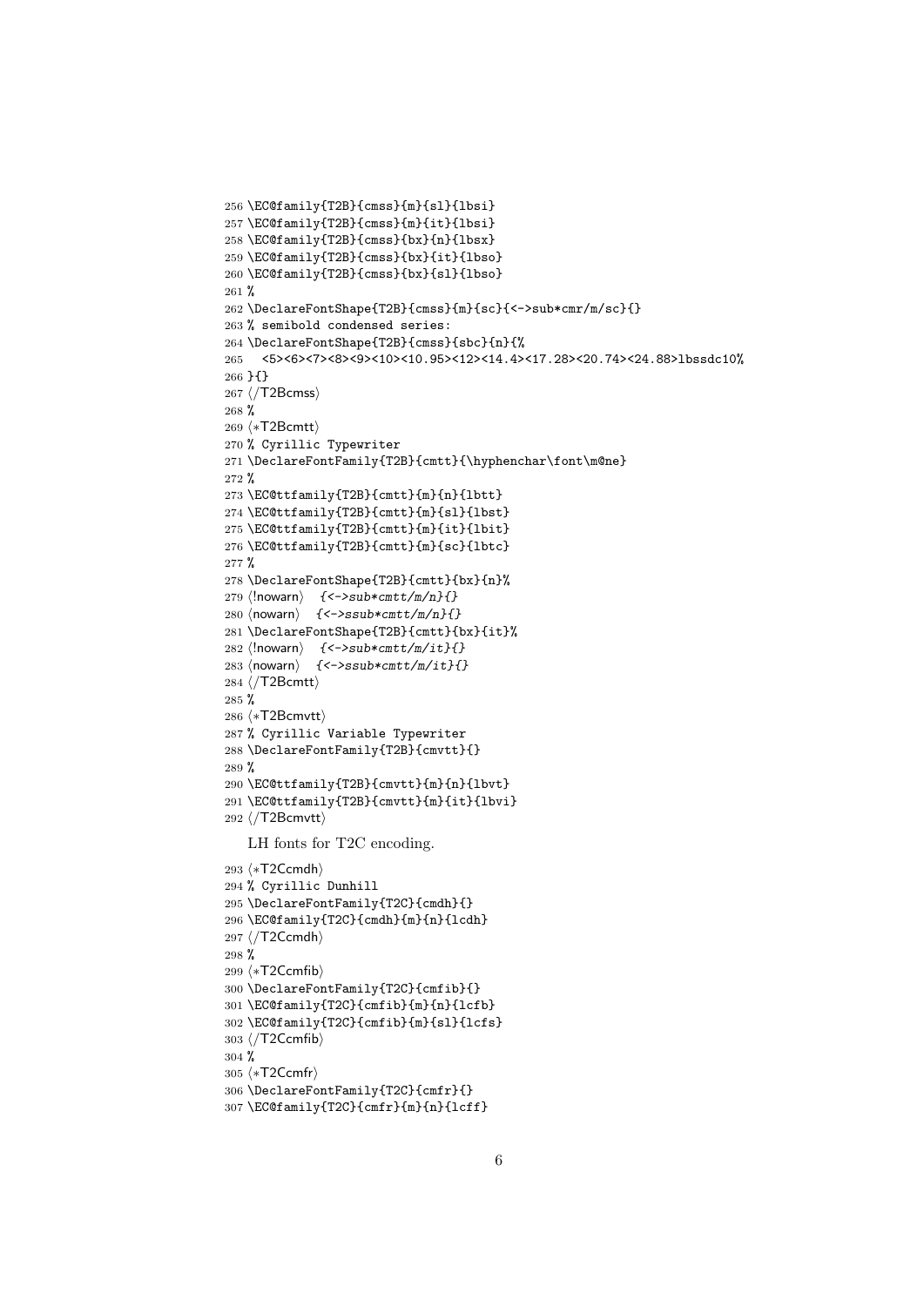```
256 \EC@family{T2B}{cmss}{m}{sl}{lbsi}
257 \EC@family{T2B}{cmss}{m}{it}{lbsi}
258 \EC@family{T2B}{cmss}{bx}{n}{lbsx}
259 \EC@family{T2B}{cmss}{bx}{it}{lbso}
260 \EC@family{T2B}{cmss}{bx}{sl}{lbso}
261 %
262 \DeclareFontShape{T2B}{cmss}{m}{sc}{<->sub*cmr/m/sc}{}
263 % semibold condensed series:
264 \DeclareFontShape{T2B}{cmss}{sbc}{n}{%
265   <5><6><7><8><9><10><10.95><12><14.4><17.28><20.74><24.88>lbssdc10%
266 }{}
267 </T2Bcmss>
268 %
269 <*T2Bcmtt>
270 % Cyrillic Typewriter
271 \DeclareFontFamily{T2B}{cmtt}{\hyphenchar\font\m@ne}
272 %
273 \EC@ttfamily{T2B}{cmtt}{m}{n}{lbtt}
274 \EC@ttfamily{T2B}{cmtt}{m}{sl}{lbst}
275 \EC@ttfamily{T2B}{cmtt}{m}{it}{lbit}
276 \EC@ttfamily{T2B}{cmtt}{m}{sc}{lbtc}
277 %
278 \DeclareFontShape{T2B}{cmtt}{bx}{n}%
279 <!nowarn>   {<->sub*cmtt/m/n}{}
280 <nowarn>   {<->ssub*cmtt/m/n}{}
281 \DeclareFontShape{T2B}{cmtt}{bx}{it}%
282 <!nowarn>   {<->sub*cmtt/m/it}{}
283 <nowarn>   {<->ssub*cmtt/m/it}{}
284 </T2Bcmtt>
285 %
286 <*T2Bcmvtt>
287 % Cyrillic Variable Typewriter
288 \DeclareFontFamily{T2B}{cmvtt}{}
289 %
290 \EC@ttfamily{T2B}{cmvtt}{m}{n}{lbvt}
291 \EC@ttfamily{T2B}{cmvtt}{m}{it}{lbvi}
292 </T2Bcmvtt>
```

LH fonts for T2C encoding.

```
293 <*T2Ccmdh>
294 % Cyrillic Dunhill
295 \DeclareFontFamily{T2C}{cmdh}{}
296 \EC@family{T2C}{cmdh}{m}{n}{lcdh}
297 </T2Ccmdh>
298 %
299 <*T2Ccmfib>
300 \DeclareFontFamily{T2C}{cmfib}{}
301 \EC@family{T2C}{cmfib}{m}{n}{lcfb}
302 \EC@family{T2C}{cmfib}{m}{sl}{lcfs}
303 </T2Ccmfib>
304 %
305 <*T2Ccmfr>
306 \DeclareFontFamily{T2C}{cmfr}{}
307 \EC@family{T2C}{cmfr}{m}{n}{lcff}
```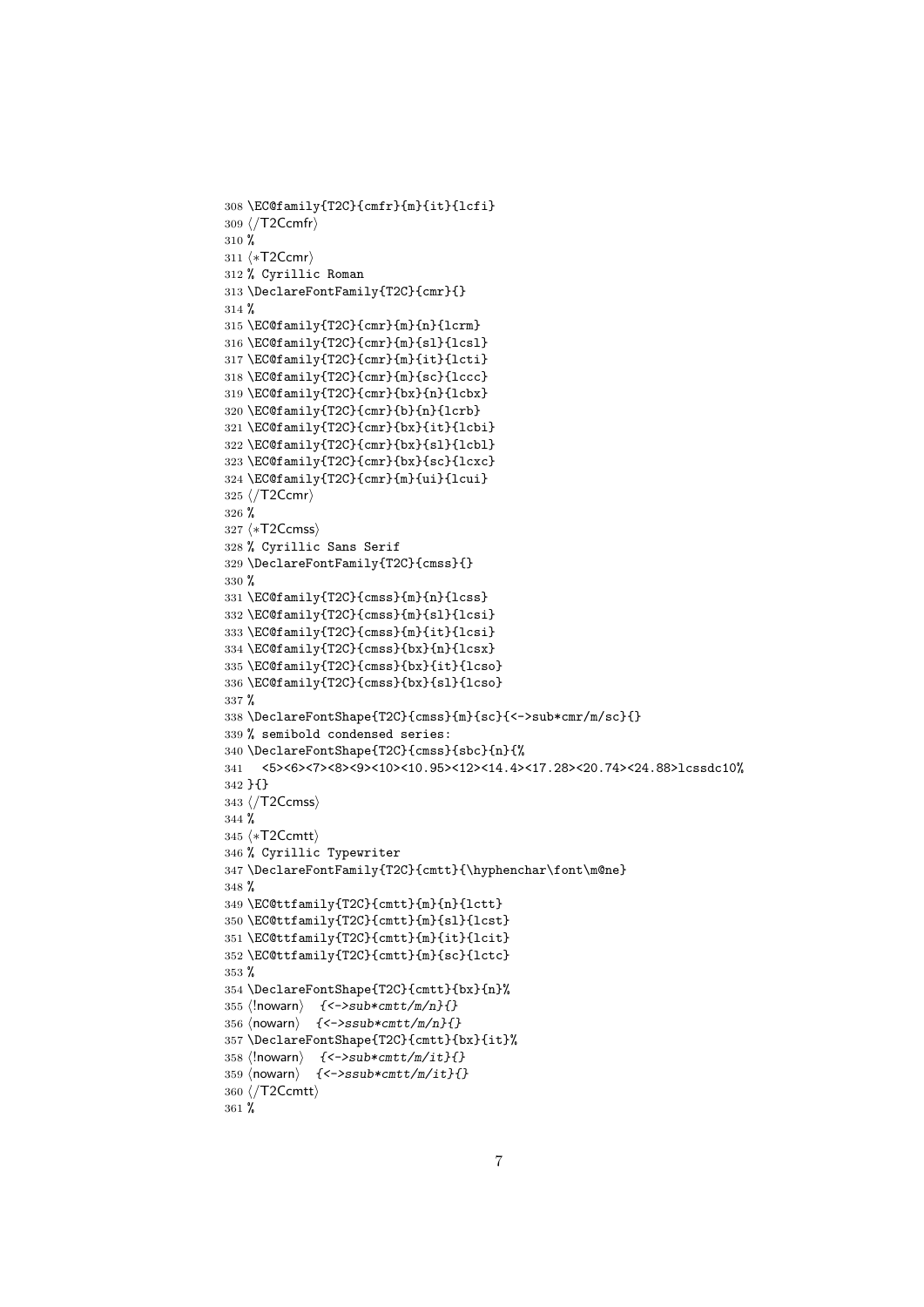```
308 \EC@family{T2C}{cmfr}{m}{it}{lcfi}
309 ⟨/T2Ccmfr⟩
310 %
311 ⟨*T2Ccmr⟩
312 % Cyrillic Roman
313 \DeclareFontFamily{T2C}{cmr}{}
314 %
315 \EC@family{T2C}{cmr}{m}{n}{lcrm}
316 \EC@family{T2C}{cmr}{m}{sl}{lcsl}
317 \EC@family{T2C}{cmr}{m}{it}{lcti}
318 \EC@family{T2C}{cmr}{m}{sc}{lccc}
319 \EC@family{T2C}{cmr}{bx}{n}{lcbx}
320 \EC@family{T2C}{cmr}{b}{n}{lcrb}
321 \EC@family{T2C}{cmr}{bx}{it}{lcbi}
322 \EC@family{T2C}{cmr}{bx}{sl}{lcbl}
323 \EC@family{T2C}{cmr}{bx}{sc}{lcxc}
324 \EC@family{T2C}{cmr}{m}{ui}{lcui}
325 ⟨/T2Ccmr⟩
326 %
327 ⟨*T2Ccmss⟩
328 % Cyrillic Sans Serif
329 \DeclareFontFamily{T2C}{cmss}{}
330 %
331 \EC@family{T2C}{cmss}{m}{n}{lcss}
332 \EC@family{T2C}{cmss}{m}{sl}{lcsi}
333 \EC@family{T2C}{cmss}{m}{it}{lcsi}
334 \EC@family{T2C}{cmss}{bx}{n}{lcsx}
335 \EC@family{T2C}{cmss}{bx}{it}{lcso}
336 \EC@family{T2C}{cmss}{bx}{sl}{lcso}
337 %
338 \DeclareFontShape{T2C}{cmss}{m}{sc}{<->sub*cmr/m/sc}{}
339 % semibold condensed series:
340 \DeclareFontShape{T2C}{cmss}{sbc}{n}{%
341   <5><6><7><8><9><10><10.95><12><14.4><17.28><20.74><24.88>lcssdc10%
342 }{}
343 ⟨/T2Ccmss⟩
344 %
345 ⟨*T2Ccmtt⟩
346 % Cyrillic Typewriter
347 \DeclareFontFamily{T2C}{cmtt}{\hyphenchar\font\m@ne}
348 %
349 \EC@ttfamily{T2C}{cmtt}{m}{n}{lctt}
350 \EC@ttfamily{T2C}{cmtt}{m}{sl}{lcst}
351 \EC@ttfamily{T2C}{cmtt}{m}{it}{lcit}
352 \EC@ttfamily{T2C}{cmtt}{m}{sc}{lctc}
353 %
354 \DeclareFontShape{T2C}{cmtt}{bx}{n}%
355 ⟨!nowarn⟩  {<->sub*cmtt/m/n}{}
356 ⟨nowarn⟩   {<->ssub*cmtt/m/n}{}
357 \DeclareFontShape{T2C}{cmtt}{bx}{it}%
358 ⟨!nowarn⟩  {<->sub*cmtt/m/it}{}
359 ⟨nowarn⟩   {<->ssub*cmtt/m/it}{}
360 ⟨/T2Ccmtt⟩
361 %
```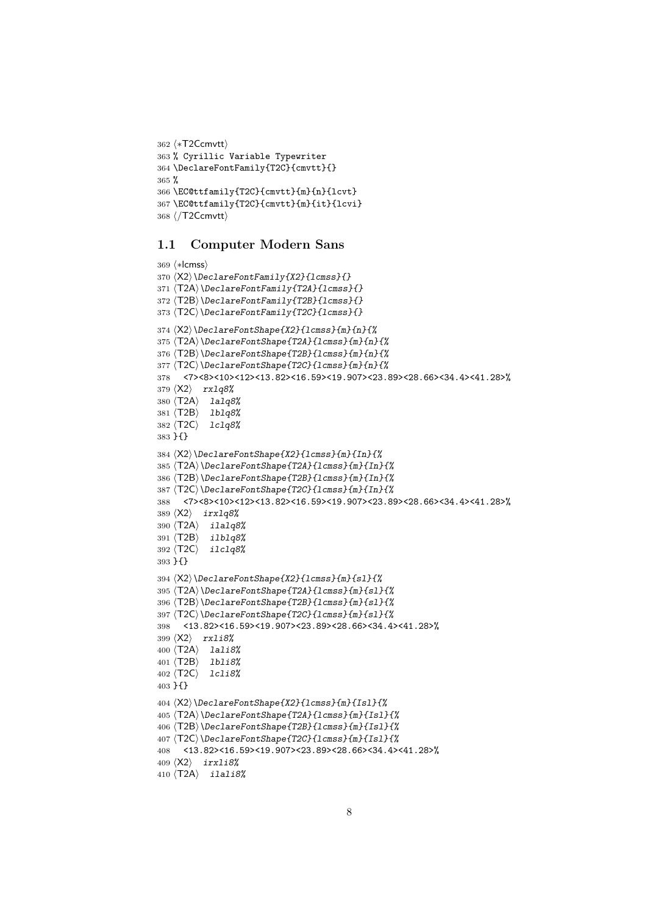```
362 <*T2Ccmvtt>
363 % Cyrillic Variable Typewriter
364 \DeclareFontFamily{T2C}{cmvtt}{}
365 %
366 \EC@ttfamily{T2C}{cmvtt}{m}{n}{lcvt}
367 \EC@ttfamily{T2C}{cmvtt}{m}{it}{lcvi}
368 </T2Ccmvtt>
```

## 1.1 Computer Modern Sans

```
369 <*lcmss>
370 <X2>\DeclareFontFamily{X2}{lcmss}{}
371 <T2A>\DeclareFontFamily{T2A}{lcmss}{}
372 <T2B>\DeclareFontFamily{T2B}{lcmss}{}
373 <T2C>\DeclareFontFamily{T2C}{lcmss}{}
374 <X2>\DeclareFontShape{X2}{lcmss}{m}{n}{%
375 <T2A>\DeclareFontShape{T2A}{lcmss}{m}{n}{%
376 <T2B>\DeclareFontShape{T2B}{lcmss}{m}{n}{%
377 <T2C>\DeclareFontShape{T2C}{lcmss}{m}{n}{%
378   <7><8><10><12><13.82><16.59><19.907><23.89><28.66><34.4><41.28>%
379 <X2>  rxlq8%
380 <T2A>  lalq8%
381 <T2B>  lblq8%
382 <T2C>  lclq8%
383 }{}
384 <X2>\DeclareFontShape{X2}{lcmss}{m}{In}{%
385 <T2A>\DeclareFontShape{T2A}{lcmss}{m}{In}{%
386 <T2B>\DeclareFontShape{T2B}{lcmss}{m}{In}{%
387 <T2C>\DeclareFontShape{T2C}{lcmss}{m}{In}{%
388   <7><8><10><12><13.82><16.59><19.907><23.89><28.66><34.4><41.28>%
389 <X2>  irxlq8%
390 <T2A>  ilalq8%
391 <T2B>  ilblq8%
392 <T2C>  ilclq8%
393 }{}
394 <X2>\DeclareFontShape{X2}{lcmss}{m}{sl}{%
395 <T2A>\DeclareFontShape{T2A}{lcmss}{m}{sl}{%
396 <T2B>\DeclareFontShape{T2B}{lcmss}{m}{sl}{%
397 <T2C>\DeclareFontShape{T2C}{lcmss}{m}{sl}{%
398   <13.82><16.59><19.907><23.89><28.66><34.4><41.28>%
399 <X2>  rxli8%
400 <T2A>  lali8%
401 <T2B>  lbli8%
402 <T2C>  lcli8%
403 }{}
404 <X2>\DeclareFontShape{X2}{lcmss}{m}{Isl}{%
405 <T2A>\DeclareFontShape{T2A}{lcmss}{m}{Isl}{%
406 <T2B>\DeclareFontShape{T2B}{lcmss}{m}{Isl}{%
407 <T2C>\DeclareFontShape{T2C}{lcmss}{m}{Isl}{%
408   <13.82><16.59><19.907><23.89><28.66><34.4><41.28>%
409 <X2>  irxli8%
410 <T2A>  ilali8%
```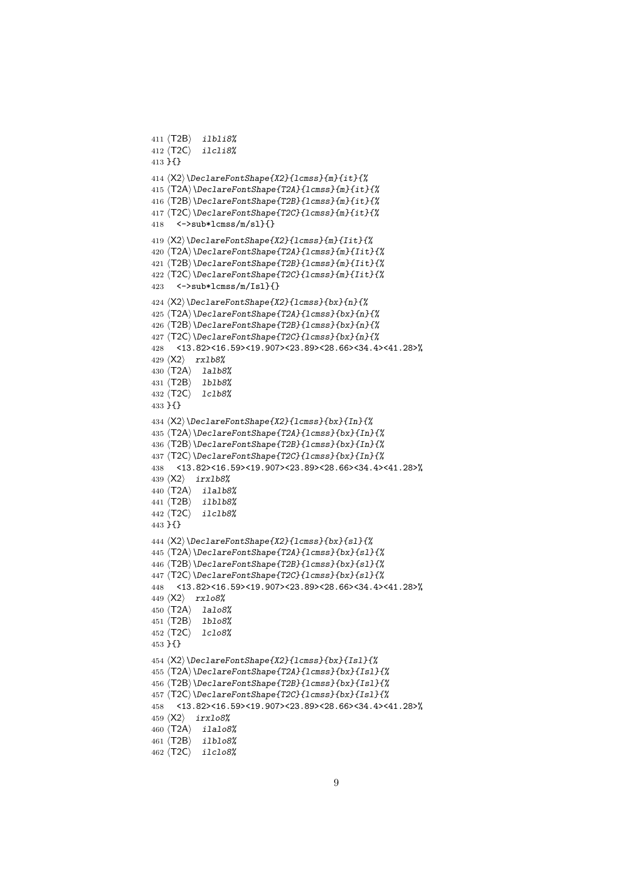```
411 ⟨T2B⟩   ilbli8%
412 ⟨T2C⟩   ilcli8%
413 }{}
414 ⟨X2⟩\DeclareFontShape{X2}{lcmss}{m}{it}{%
415 ⟨T2A⟩\DeclareFontShape{T2A}{lcmss}{m}{it}{%
416 ⟨T2B⟩\DeclareFontShape{T2B}{lcmss}{m}{it}{%
417 ⟨T2C⟩\DeclareFontShape{T2C}{lcmss}{m}{it}{%
418   <->sub*lcmss/m/sl}{}
419 ⟨X2⟩\DeclareFontShape{X2}{lcmss}{m}{Iit}{%
420 ⟨T2A⟩\DeclareFontShape{T2A}{lcmss}{m}{Iit}{%
421 ⟨T2B⟩\DeclareFontShape{T2B}{lcmss}{m}{Iit}{%
422 ⟨T2C⟩\DeclareFontShape{T2C}{lcmss}{m}{Iit}{%
423   <->sub*lcmss/m/Isl}{}
424 ⟨X2⟩\DeclareFontShape{X2}{lcmss}{bx}{n}{%
425 ⟨T2A⟩\DeclareFontShape{T2A}{lcmss}{bx}{n}{%
426 ⟨T2B⟩\DeclareFontShape{T2B}{lcmss}{bx}{n}{%
427 ⟨T2C⟩\DeclareFontShape{T2C}{lcmss}{bx}{n}{%
428   <13.82><16.59><19.907><23.89><28.66><34.4><41.28>%
429 ⟨X2⟩   rxlb8%
430 ⟨T2A⟩   lalb8%
431 ⟨T2B⟩   lblb8%
432 ⟨T2C⟩   lclb8%
433 }{}
434 ⟨X2⟩\DeclareFontShape{X2}{lcmss}{bx}{In}{%
435 ⟨T2A⟩\DeclareFontShape{T2A}{lcmss}{bx}{In}{%
436 ⟨T2B⟩\DeclareFontShape{T2B}{lcmss}{bx}{In}{%
437 ⟨T2C⟩\DeclareFontShape{T2C}{lcmss}{bx}{In}{%
438   <13.82><16.59><19.907><23.89><28.66><34.4><41.28>%
439 ⟨X2⟩   irxlb8%
440 ⟨T2A⟩   ilalb8%
441 ⟨T2B⟩   ilblb8%
442 ⟨T2C⟩   ilclb8%
443 }{}
444 ⟨X2⟩\DeclareFontShape{X2}{lcmss}{bx}{sl}{%
445 ⟨T2A⟩\DeclareFontShape{T2A}{lcmss}{bx}{sl}{%
446 ⟨T2B⟩\DeclareFontShape{T2B}{lcmss}{bx}{sl}{%
447 ⟨T2C⟩\DeclareFontShape{T2C}{lcmss}{bx}{sl}{%
448   <13.82><16.59><19.907><23.89><28.66><34.4><41.28>%
449 ⟨X2⟩   rxlo8%
450 ⟨T2A⟩   lalo8%
451 ⟨T2B⟩   lblo8%
452 ⟨T2C⟩   lclo8%
453 }{}
454 ⟨X2⟩\DeclareFontShape{X2}{lcmss}{bx}{Isl}{%
455 ⟨T2A⟩\DeclareFontShape{T2A}{lcmss}{bx}{Isl}{%
456 ⟨T2B⟩\DeclareFontShape{T2B}{lcmss}{bx}{Isl}{%
457 ⟨T2C⟩\DeclareFontShape{T2C}{lcmss}{bx}{Isl}{%
458   <13.82><16.59><19.907><23.89><28.66><34.4><41.28>%
459 ⟨X2⟩   irxlo8%
460 ⟨T2A⟩   ilalo8%
461 ⟨T2B⟩   ilblo8%
462 ⟨T2C⟩   ilclo8%
```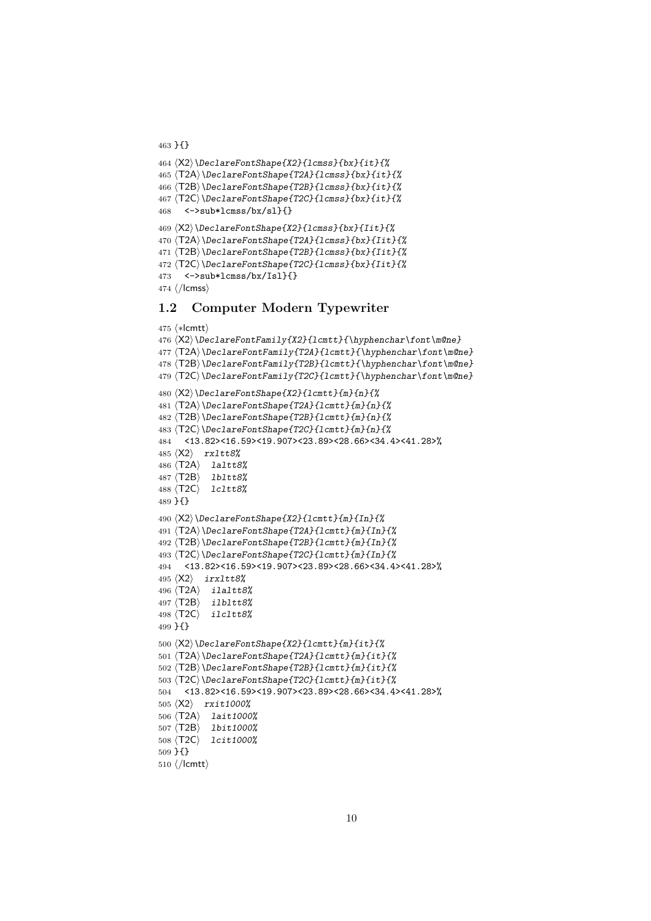```
463 }{}
464 ⟨X2⟩\DeclareFontShape{X2}{lcmss}{bx}{it}{%
465 ⟨T2A⟩\DeclareFontShape{T2A}{lcmss}{bx}{it}{%
466 ⟨T2B⟩\DeclareFontShape{T2B}{lcmss}{bx}{it}{%
467 ⟨T2C⟩\DeclareFontShape{T2C}{lcmss}{bx}{it}{%
468   <->sub*lcmss/bx/sl}{}
469 ⟨X2⟩\DeclareFontShape{X2}{lcmss}{bx}{Iit}{%
470 ⟨T2A⟩\DeclareFontShape{T2A}{lcmss}{bx}{Iit}{%
471 ⟨T2B⟩\DeclareFontShape{T2B}{lcmss}{bx}{Iit}{%
472 ⟨T2C⟩\DeclareFontShape{T2C}{lcmss}{bx}{Iit}{%
473   <->sub*lcmss/bx/Isl}{}
474 ⟨/lcmss⟩
```

## 1.2 Computer Modern Typewriter

```
475 ⟨*lcmtt⟩
476 ⟨X2⟩\DeclareFontFamily{X2}{lcmtt}{\hyphenchar\font\m@ne}
477 ⟨T2A⟩\DeclareFontFamily{T2A}{lcmtt}{\hyphenchar\font\m@ne}
478 ⟨T2B⟩\DeclareFontFamily{T2B}{lcmtt}{\hyphenchar\font\m@ne}
479 ⟨T2C⟩\DeclareFontFamily{T2C}{lcmtt}{\hyphenchar\font\m@ne}
480 ⟨X2⟩\DeclareFontShape{X2}{lcmtt}{m}{n}{%
481 ⟨T2A⟩\DeclareFontShape{T2A}{lcmtt}{m}{n}{%
482 ⟨T2B⟩\DeclareFontShape{T2B}{lcmtt}{m}{n}{%
483 ⟨T2C⟩\DeclareFontShape{T2C}{lcmtt}{m}{n}{%
484   <13.82><16.59><19.907><23.89><28.66><34.4><41.28>%
485 ⟨X2⟩  rxltt8%
486 ⟨T2A⟩  laltt8%
487 ⟨T2B⟩  lbltt8%
488 ⟨T2C⟩  lcltt8%
489 }{}
490 ⟨X2⟩\DeclareFontShape{X2}{lcmtt}{m}{In}{%
491 ⟨T2A⟩\DeclareFontShape{T2A}{lcmtt}{m}{In}{%
492 ⟨T2B⟩\DeclareFontShape{T2B}{lcmtt}{m}{In}{%
493 ⟨T2C⟩\DeclareFontShape{T2C}{lcmtt}{m}{In}{%
494   <13.82><16.59><19.907><23.89><28.66><34.4><41.28>%
495 ⟨X2⟩  irxltt8%
496 ⟨T2A⟩  ilaltt8%
497 ⟨T2B⟩  ilbltt8%
498 ⟨T2C⟩  ilcltt8%
499 }{}
500 ⟨X2⟩\DeclareFontShape{X2}{lcmtt}{m}{it}{%
501 ⟨T2A⟩\DeclareFontShape{T2A}{lcmtt}{m}{it}{%
502 ⟨T2B⟩\DeclareFontShape{T2B}{lcmtt}{m}{it}{%
503 ⟨T2C⟩\DeclareFontShape{T2C}{lcmtt}{m}{it}{%
504   <13.82><16.59><19.907><23.89><28.66><34.4><41.28>%
505 ⟨X2⟩  rxit1000%
506 ⟨T2A⟩  lait1000%
507 ⟨T2B⟩  lbit1000%
508 ⟨T2C⟩  lcit1000%
509 }{}
510 ⟨/lcmtt⟩
```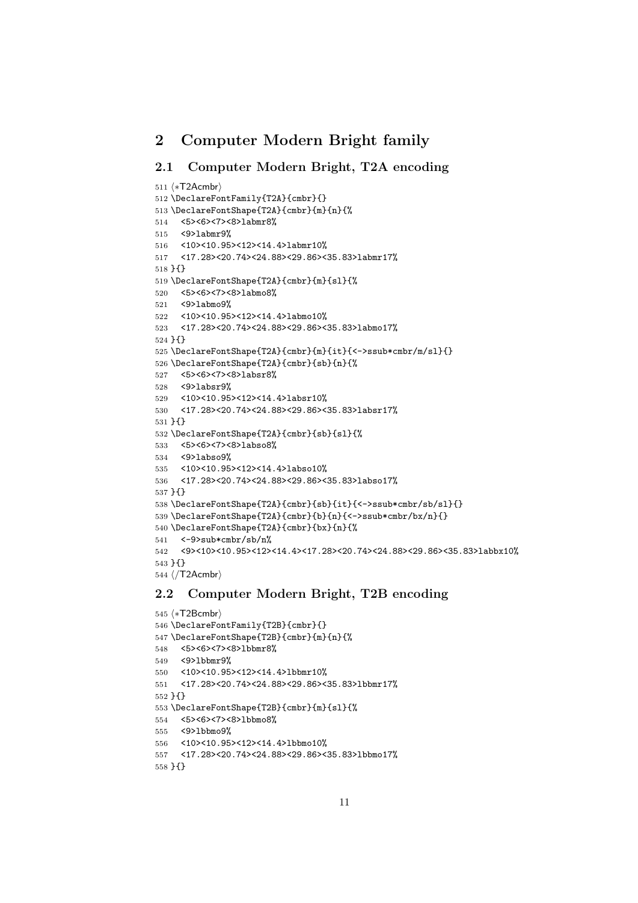# 2 Computer Modern Bright family

## 2.1 Computer Modern Bright, T2A encoding

```
511 ⟨*T2Acmbr⟩
512 \DeclareFontFamily{T2A}{cmbr}{}
513 \DeclareFontShape{T2A}{cmbr}{m}{n}{%
514   <5><6><7><8>labmr8%
515   <9>labmr9%
516   <10><10.95><12><14.4>labmr10%
517   <17.28><20.74><24.88><29.86><35.83>labmr17%
518 }{}
519 \DeclareFontShape{T2A}{cmbr}{m}{sl}{%
520   <5><6><7><8>labmo8%
521   <9>labmo9%
522   <10><10.95><12><14.4>labmo10%
523   <17.28><20.74><24.88><29.86><35.83>labmo17%
524 }{}
525 \DeclareFontShape{T2A}{cmbr}{m}{it}{<->ssub*cmbr/m/sl}{}
526 \DeclareFontShape{T2A}{cmbr}{sb}{n}{%
527   <5><6><7><8>labsr8%
528   <9>labsr9%
529   <10><10.95><12><14.4>labsr10%
530   <17.28><20.74><24.88><29.86><35.83>labsr17%
531 }{}
532 \DeclareFontShape{T2A}{cmbr}{sb}{sl}{%
533   <5><6><7><8>labso8%
534   <9>labso9%
535   <10><10.95><12><14.4>labso10%
536   <17.28><20.74><24.88><29.86><35.83>labso17%
537 }{}
538 \DeclareFontShape{T2A}{cmbr}{sb}{it}{<->ssub*cmbr/sb/sl}{}
539 \DeclareFontShape{T2A}{cmbr}{b}{n}{<->ssub*cmbr/bx/n}{}
540 \DeclareFontShape{T2A}{cmbr}{bx}{n}{%
541   <-9>sub*cmbr/sb/n%
542   <9><10><10.95><12><14.4><17.28><20.74><24.88><29.86><35.83>labbx10%
543 }{}
544 ⟨/T2Acmbr⟩
```

## 2.2 Computer Modern Bright, T2B encoding

```
545 ⟨*T2Bcmbr⟩
546 \DeclareFontFamily{T2B}{cmbr}{}
547 \DeclareFontShape{T2B}{cmbr}{m}{n}{%
548   <5><6><7><8>lbbmr8%
549   <9>lbbmr9%
550   <10><10.95><12><14.4>lbbmr10%
551   <17.28><20.74><24.88><29.86><35.83>lbbmr17%
552 }{}
553 \DeclareFontShape{T2B}{cmbr}{m}{sl}{%
554   <5><6><7><8>lbbmo8%
555   <9>lbbmo9%
556   <10><10.95><12><14.4>lbbmo10%
557   <17.28><20.74><24.88><29.86><35.83>lbbmo17%
558 }{}
```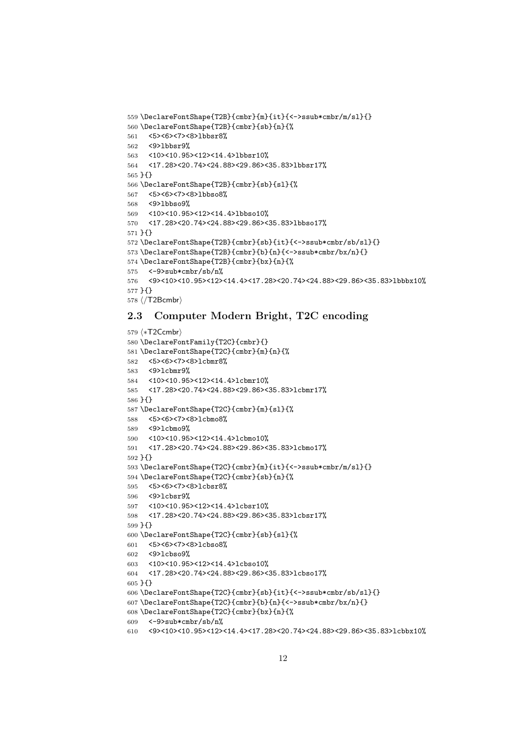```
559 \DeclareFontShape{T2B}{cmbr}{m}{it}{<->ssub*cmbr/m/sl}{}
560 \DeclareFontShape{T2B}{cmbr}{sb}{n}{%
561   <5><6><7><8>lbbsr8%
562   <9>lbbsr9%
563   <10><10.95><12><14.4>lbbsr10%
564   <17.28><20.74><24.88><29.86><35.83>lbbsr17%
565 }{}
566 \DeclareFontShape{T2B}{cmbr}{sb}{sl}{%
567   <5><6><7><8>lbbso8%
568   <9>lbbso9%
569   <10><10.95><12><14.4>lbbso10%
570   <17.28><20.74><24.88><29.86><35.83>lbbso17%
571 }{}
572 \DeclareFontShape{T2B}{cmbr}{sb}{it}{<->ssub*cmbr/sb/sl}{}
573 \DeclareFontShape{T2B}{cmbr}{b}{n}{<->ssub*cmbr/bx/n}{}
574 \DeclareFontShape{T2B}{cmbr}{bx}{n}{%
575   <-9>sub*cmbr/sb/n%
576   <9><10><10.95><12><14.4><17.28><20.74><24.88><29.86><35.83>lbbbx10%
577 }{}
578 ⟨/T2Bcmbr⟩
```

## 2.3 Computer Modern Bright, T2C encoding

```
579 ⟨*T2Ccmbr⟩
580 \DeclareFontFamily{T2C}{cmbr}{}
581 \DeclareFontShape{T2C}{cmbr}{m}{n}{%
582   <5><6><7><8>lcbmr8%
583   <9>lcbmr9%
584   <10><10.95><12><14.4>lcbmr10%
585   <17.28><20.74><24.88><29.86><35.83>lcbmr17%
586 }{}
587 \DeclareFontShape{T2C}{cmbr}{m}{sl}{%
588   <5><6><7><8>lcbmo8%
589   <9>lcbmo9%
590   <10><10.95><12><14.4>lcbmo10%
591   <17.28><20.74><24.88><29.86><35.83>lcbmo17%
592 }{}
593 \DeclareFontShape{T2C}{cmbr}{m}{it}{<->ssub*cmbr/m/sl}{}
594 \DeclareFontShape{T2C}{cmbr}{sb}{n}{%
595   <5><6><7><8>lcbsr8%
596   <9>lcbsr9%
597   <10><10.95><12><14.4>lcbsr10%
598   <17.28><20.74><24.88><29.86><35.83>lcbsr17%
599 }{}
600 \DeclareFontShape{T2C}{cmbr}{sb}{sl}{%
601   <5><6><7><8>lcbso8%
602   <9>lcbso9%
603   <10><10.95><12><14.4>lcbso10%
604   <17.28><20.74><24.88><29.86><35.83>lcbso17%
605 }{}
606 \DeclareFontShape{T2C}{cmbr}{sb}{it}{<->ssub*cmbr/sb/sl}{}
607 \DeclareFontShape{T2C}{cmbr}{b}{n}{<->ssub*cmbr/bx/n}{}
608 \DeclareFontShape{T2C}{cmbr}{bx}{n}{%
609   <-9>sub*cmbr/sb/n%
610   <9><10><10.95><12><14.4><17.28><20.74><24.88><29.86><35.83>lcbbx10%
```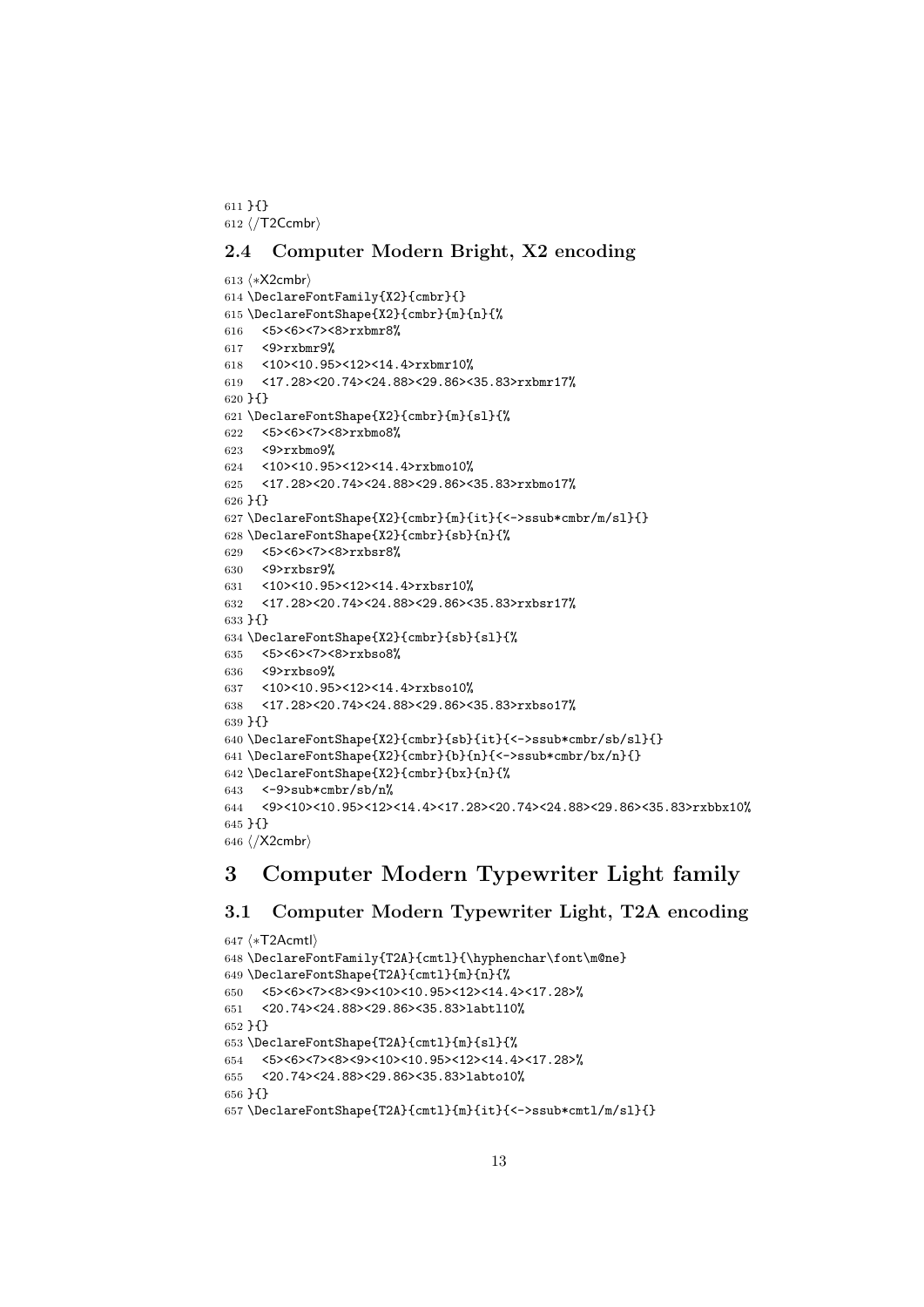```
611 }{}
612 </T2Ccmbr>
```

## 2.4 Computer Modern Bright, X2 encoding

```
613 <*X2cmbr>
614 \DeclareFontFamily{X2}{cmbr}{}
615 \DeclareFontShape{X2}{cmbr}{m}{n}{%
616   <5><6><7><8>rxbmr8%
617   <9>rxbmr9%
618   <10><10.95><12><14.4>rxbmr10%
619   <17.28><20.74><24.88><29.86><35.83>rxbmr17%
620 }{}
621 \DeclareFontShape{X2}{cmbr}{m}{sl}{%
622   <5><6><7><8>rxbmo8%
623   <9>rxbmo9%
624   <10><10.95><12><14.4>rxbmo10%
625   <17.28><20.74><24.88><29.86><35.83>rxbmo17%
626 }{}
627 \DeclareFontShape{X2}{cmbr}{m}{it}{<->ssub*cmbr/m/sl}{}
628 \DeclareFontShape{X2}{cmbr}{sb}{n}{%
629   <5><6><7><8>rxbsr8%
630   <9>rxbsr9%
631   <10><10.95><12><14.4>rxbsr10%
632   <17.28><20.74><24.88><29.86><35.83>rxbsr17%
633 }{}
634 \DeclareFontShape{X2}{cmbr}{sb}{sl}{%
635   <5><6><7><8>rxbso8%
636   <9>rxbso9%
637   <10><10.95><12><14.4>rxbso10%
638   <17.28><20.74><24.88><29.86><35.83>rxbso17%
639 }{}
640 \DeclareFontShape{X2}{cmbr}{sb}{it}{<->ssub*cmbr/sb/sl}{}
641 \DeclareFontShape{X2}{cmbr}{b}{n}{<->ssub*cmbr/bx/n}{}
642 \DeclareFontShape{X2}{cmbr}{bx}{n}{%
643   <-9>sub*cmbr/sb/n%
644   <9><10><10.95><12><14.4><17.28><20.74><24.88><29.86><35.83>rxbbx10%
645 }{}
646 </X2cmbr>
```

# 3 Computer Modern Typewriter Light family

## 3.1 Computer Modern Typewriter Light, T2A encoding

```
647 <*T2Acmtl>
648 \DeclareFontFamily{T2A}{cmtl}{\hyphenchar\font\m@ne}
649 \DeclareFontShape{T2A}{cmtl}{m}{n}{%
650   <5><6><7><8><9><10><10.95><12><14.4><17.28>%
651   <20.74><24.88><29.86><35.83>labtl10%
652 }{}
653 \DeclareFontShape{T2A}{cmtl}{m}{sl}{%
654   <5><6><7><8><9><10><10.95><12><14.4><17.28>%
655   <20.74><24.88><29.86><35.83>labto10%
656 }{}
657 \DeclareFontShape{T2A}{cmtl}{m}{it}{<->ssub*cmtl/m/sl}{}
```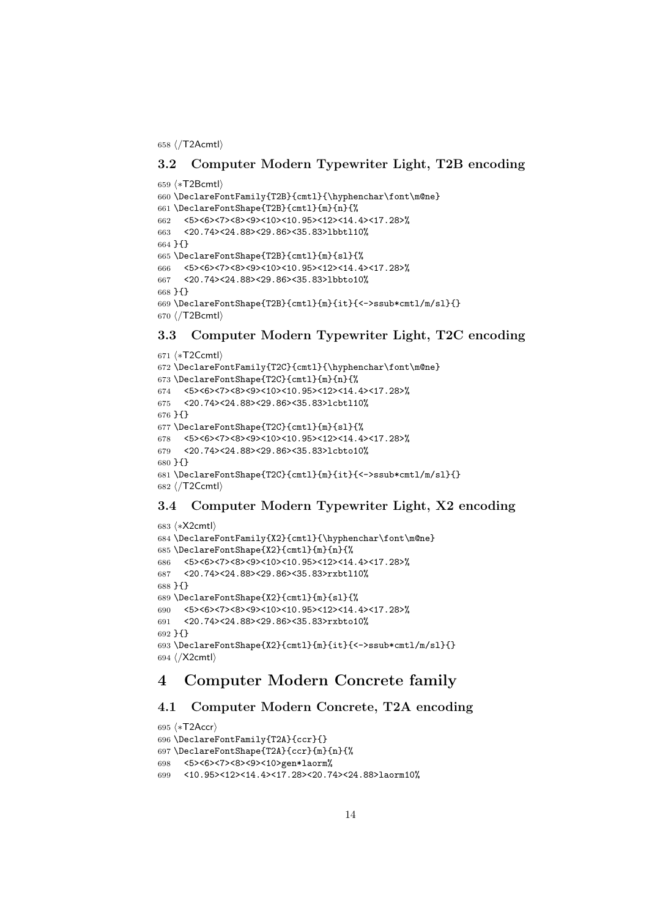```
658 ⟨/T2Acmtl⟩
```

### 3.2 Computer Modern Typewriter Light, T2B encoding

```
659 ⟨*T2Bcmtl⟩
660 \DeclareFontFamily{T2B}{cmtl}{\hyphenchar\font\m@ne}
661 \DeclareFontShape{T2B}{cmtl}{m}{n}{%
662   <5><6><7><8><9><10><10.95><12><14.4><17.28>%
663   <20.74><24.88><29.86><35.83>lbbtl10%
664 }{}
665 \DeclareFontShape{T2B}{cmtl}{m}{sl}{%
666   <5><6><7><8><9><10><10.95><12><14.4><17.28>%
667   <20.74><24.88><29.86><35.83>lbbto10%
668 }{}
669 \DeclareFontShape{T2B}{cmtl}{m}{it}{<->ssub*cmtl/m/sl}{}
670 ⟨/T2Bcmtl⟩
```

### 3.3 Computer Modern Typewriter Light, T2C encoding

```
671 ⟨*T2Ccmtl⟩
672 \DeclareFontFamily{T2C}{cmtl}{\hyphenchar\font\m@ne}
673 \DeclareFontShape{T2C}{cmtl}{m}{n}{%
674   <5><6><7><8><9><10><10.95><12><14.4><17.28>%
675   <20.74><24.88><29.86><35.83>lcbtl10%
676 }{}
677 \DeclareFontShape{T2C}{cmtl}{m}{sl}{%
678   <5><6><7><8><9><10><10.95><12><14.4><17.28>%
679   <20.74><24.88><29.86><35.83>lcbto10%
680 }{}
681 \DeclareFontShape{T2C}{cmtl}{m}{it}{<->ssub*cmtl/m/sl}{}
682 ⟨/T2Ccmtl⟩
```

### 3.4 Computer Modern Typewriter Light, X2 encoding

```
683 ⟨*X2cmtl⟩
684 \DeclareFontFamily{X2}{cmtl}{\hyphenchar\font\m@ne}
685 \DeclareFontShape{X2}{cmtl}{m}{n}{%
686   <5><6><7><8><9><10><10.95><12><14.4><17.28>%
687   <20.74><24.88><29.86><35.83>rxbtl10%
688 }{}
689 \DeclareFontShape{X2}{cmtl}{m}{sl}{%
690   <5><6><7><8><9><10><10.95><12><14.4><17.28>%
691   <20.74><24.88><29.86><35.83>rxbto10%
692 }{}
693 \DeclareFontShape{X2}{cmtl}{m}{it}{<->ssub*cmtl/m/sl}{}
694 ⟨/X2cmtl⟩
```

## 4 Computer Modern Concrete family

### 4.1 Computer Modern Concrete, T2A encoding

```
695 ⟨*T2Accr⟩
696 \DeclareFontFamily{T2A}{ccr}{}
697 \DeclareFontShape{T2A}{ccr}{m}{n}{%
698   <5><6><7><8><9><10>gen*laorm%
699   <10.95><12><14.4><17.28><20.74><24.88>laorm10%
```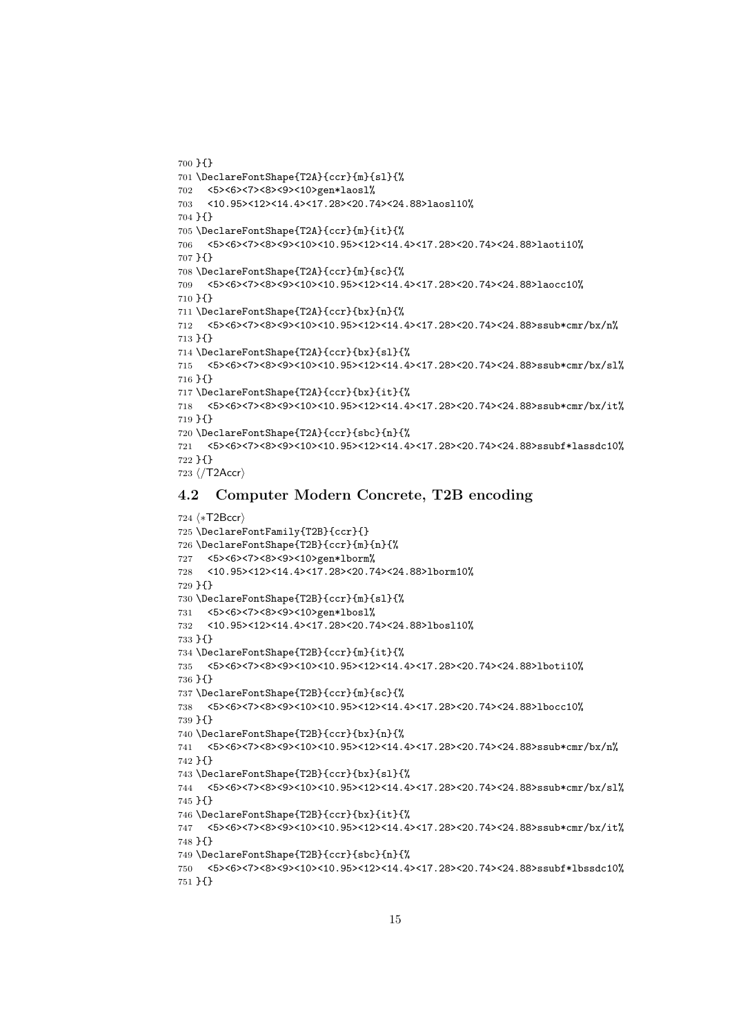```
700 }{}
701 \DeclareFontShape{T2A}{ccr}{m}{sl}{%
702   <5><6><7><8><9><10>gen*laosl%
703   <10.95><12><14.4><17.28><20.74><24.88>laosl10%
704 }{}
705 \DeclareFontShape{T2A}{ccr}{m}{it}{%
706   <5><6><7><8><9><10><10.95><12><14.4><17.28><20.74><24.88>laoti10%
707 }{}
708 \DeclareFontShape{T2A}{ccr}{m}{sc}{%
709   <5><6><7><8><9><10><10.95><12><14.4><17.28><20.74><24.88>laocc10%
710 }{}
711 \DeclareFontShape{T2A}{ccr}{bx}{n}{%
712   <5><6><7><8><9><10><10.95><12><14.4><17.28><20.74><24.88>ssub*cmr/bx/n%
713 }{}
714 \DeclareFontShape{T2A}{ccr}{bx}{sl}{%
715   <5><6><7><8><9><10><10.95><12><14.4><17.28><20.74><24.88>ssub*cmr/bx/sl%
716 }{}
717 \DeclareFontShape{T2A}{ccr}{bx}{it}{%
718   <5><6><7><8><9><10><10.95><12><14.4><17.28><20.74><24.88>ssub*cmr/bx/it%
719 }{}
720 \DeclareFontShape{T2A}{ccr}{sbc}{n}{%
721   <5><6><7><8><9><10><10.95><12><14.4><17.28><20.74><24.88>ssubf*lassdc10%
722 }{}
723 </T2Accr>
```

## 4.2 Computer Modern Concrete, T2B encoding

```
724 <*T2Bccr>
725 \DeclareFontFamily{T2B}{ccr}{}
726 \DeclareFontShape{T2B}{ccr}{m}{n}{%
727   <5><6><7><8><9><10>gen*lborm%
728   <10.95><12><14.4><17.28><20.74><24.88>lborm10%
729 }{}
730 \DeclareFontShape{T2B}{ccr}{m}{sl}{%
731   <5><6><7><8><9><10>gen*lbosl%
732   <10.95><12><14.4><17.28><20.74><24.88>lbosl10%
733 }{}
734 \DeclareFontShape{T2B}{ccr}{m}{it}{%
735   <5><6><7><8><9><10><10.95><12><14.4><17.28><20.74><24.88>lboti10%
736 }{}
737 \DeclareFontShape{T2B}{ccr}{m}{sc}{%
738   <5><6><7><8><9><10><10.95><12><14.4><17.28><20.74><24.88>lbocc10%
739 }{}
740 \DeclareFontShape{T2B}{ccr}{bx}{n}{%
741   <5><6><7><8><9><10><10.95><12><14.4><17.28><20.74><24.88>ssub*cmr/bx/n%
742 }{}
743 \DeclareFontShape{T2B}{ccr}{bx}{sl}{%
744   <5><6><7><8><9><10><10.95><12><14.4><17.28><20.74><24.88>ssub*cmr/bx/sl%
745 }{}
746 \DeclareFontShape{T2B}{ccr}{bx}{it}{%
747   <5><6><7><8><9><10><10.95><12><14.4><17.28><20.74><24.88>ssub*cmr/bx/it%
748 }{}
749 \DeclareFontShape{T2B}{ccr}{sbc}{n}{%
750   <5><6><7><8><9><10><10.95><12><14.4><17.28><20.74><24.88>ssubf*lbssdc10%
751 }{}
```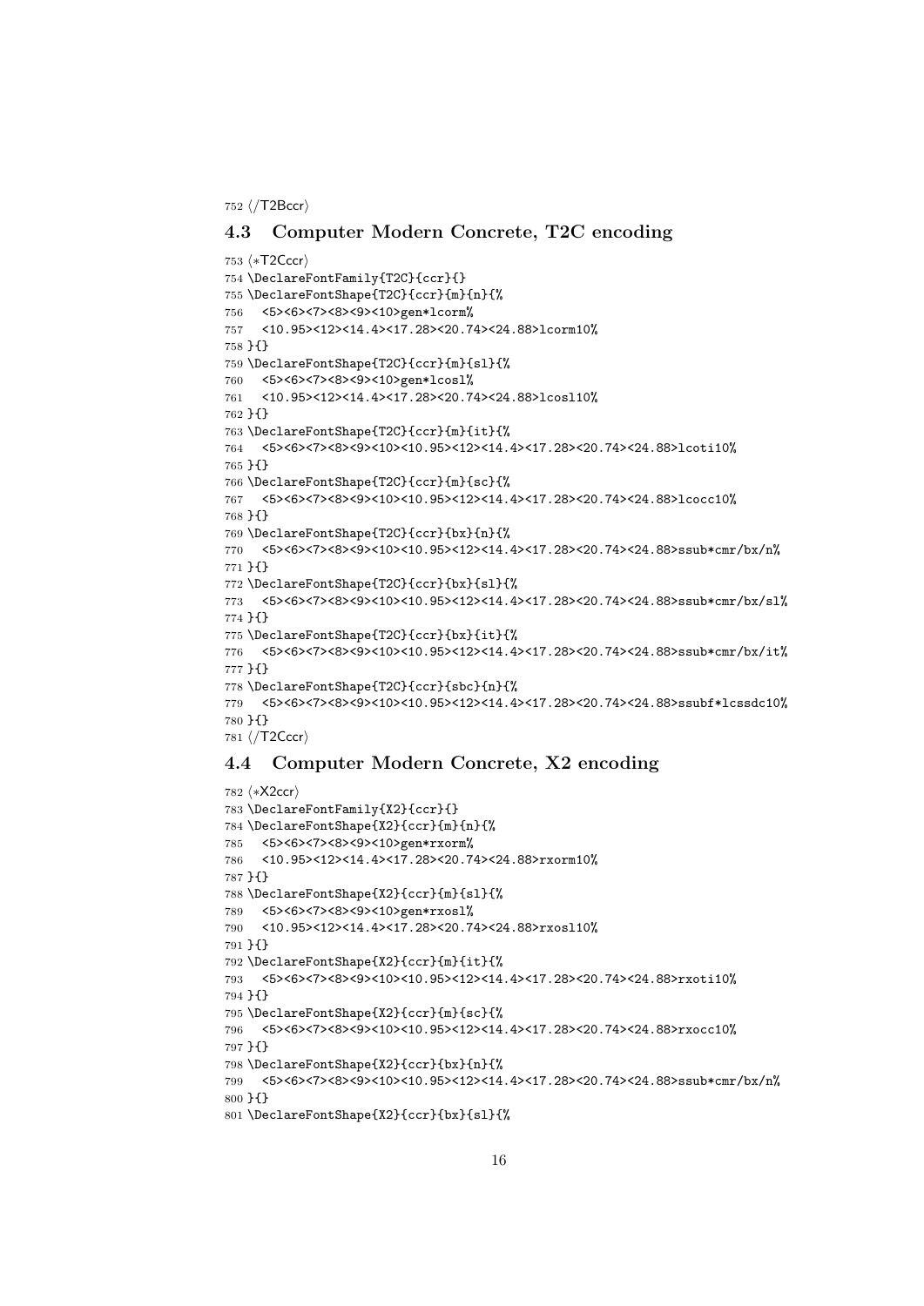```
752 ⟨/T2Bccr⟩
```

### 4.3 Computer Modern Concrete, T2C encoding

```
753 ⟨*T2Cccr⟩
754 \DeclareFontFamily{T2C}{ccr}{}
755 \DeclareFontShape{T2C}{ccr}{m}{n}{%
756   <5><6><7><8><9><10>gen*lcorm%
757   <10.95><12><14.4><17.28><20.74><24.88>lcorm10%
758 }{}
759 \DeclareFontShape{T2C}{ccr}{m}{sl}{%
760   <5><6><7><8><9><10>gen*lcosl%
761   <10.95><12><14.4><17.28><20.74><24.88>lcosl10%
762 }{}
763 \DeclareFontShape{T2C}{ccr}{m}{it}{%
764   <5><6><7><8><9><10><10.95><12><14.4><17.28><20.74><24.88>lcoti10%
765 }{}
766 \DeclareFontShape{T2C}{ccr}{m}{sc}{%
767   <5><6><7><8><9><10><10.95><12><14.4><17.28><20.74><24.88>lcocc10%
768 }{}
769 \DeclareFontShape{T2C}{ccr}{bx}{n}{%
770   <5><6><7><8><9><10><10.95><12><14.4><17.28><20.74><24.88>ssub*cmr/bx/n%
771 }{}
772 \DeclareFontShape{T2C}{ccr}{bx}{sl}{%
773   <5><6><7><8><9><10><10.95><12><14.4><17.28><20.74><24.88>ssub*cmr/bx/sl%
774 }{}
775 \DeclareFontShape{T2C}{ccr}{bx}{it}{%
776   <5><6><7><8><9><10><10.95><12><14.4><17.28><20.74><24.88>ssub*cmr/bx/it%
777 }{}
778 \DeclareFontShape{T2C}{ccr}{sbc}{n}{%
779   <5><6><7><8><9><10><10.95><12><14.4><17.28><20.74><24.88>ssubf*lcssdc10%
780 }{}
781 ⟨/T2Cccr⟩
```

### 4.4 Computer Modern Concrete, X2 encoding

```
782 ⟨*X2ccr⟩
783 \DeclareFontFamily{X2}{ccr}{}
784 \DeclareFontShape{X2}{ccr}{m}{n}{%
785   <5><6><7><8><9><10>gen*rxorm%
786   <10.95><12><14.4><17.28><20.74><24.88>rxorm10%
787 }{}
788 \DeclareFontShape{X2}{ccr}{m}{sl}{%
789   <5><6><7><8><9><10>gen*rxosl%
790   <10.95><12><14.4><17.28><20.74><24.88>rxosl10%
791 }{}
792 \DeclareFontShape{X2}{ccr}{m}{it}{%
793   <5><6><7><8><9><10><10.95><12><14.4><17.28><20.74><24.88>rxoti10%
794 }{}
795 \DeclareFontShape{X2}{ccr}{m}{sc}{%
796   <5><6><7><8><9><10><10.95><12><14.4><17.28><20.74><24.88>rxocc10%
797 }{}
798 \DeclareFontShape{X2}{ccr}{bx}{n}{%
799   <5><6><7><8><9><10><10.95><12><14.4><17.28><20.74><24.88>ssub*cmr/bx/n%
800 }{}
801 \DeclareFontShape{X2}{ccr}{bx}{sl}{%
```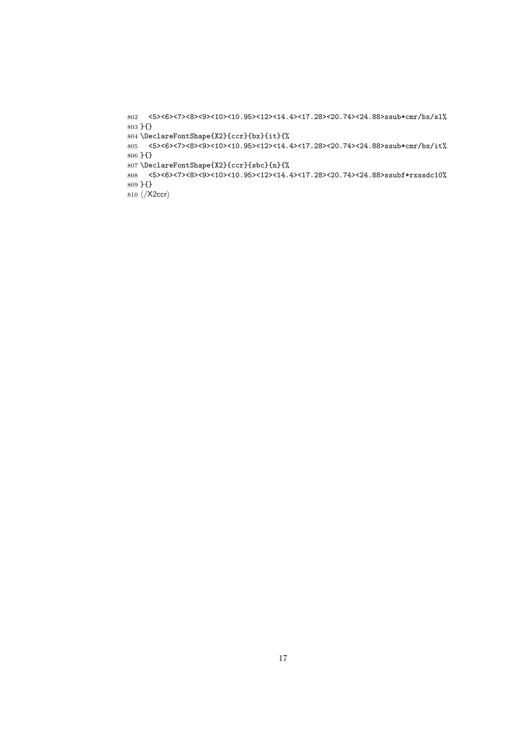```
802   <5><6><7><8><9><10><10.95><12><14.4><17.28><20.74><24.88>ssub*cmr/bx/sl%
803 }{}
804 \DeclareFontShape{X2}{ccr}{bx}{it}{%
805   <5><6><7><8><9><10><10.95><12><14.4><17.28><20.74><24.88>ssub*cmr/bx/it%
806 }{}
807 \DeclareFontShape{X2}{ccr}{sbc}{n}{%
808   <5><6><7><8><9><10><10.95><12><14.4><17.28><20.74><24.88>ssubf*rxssdc10%
809 }{}
810 ⟨/X2ccr⟩
```